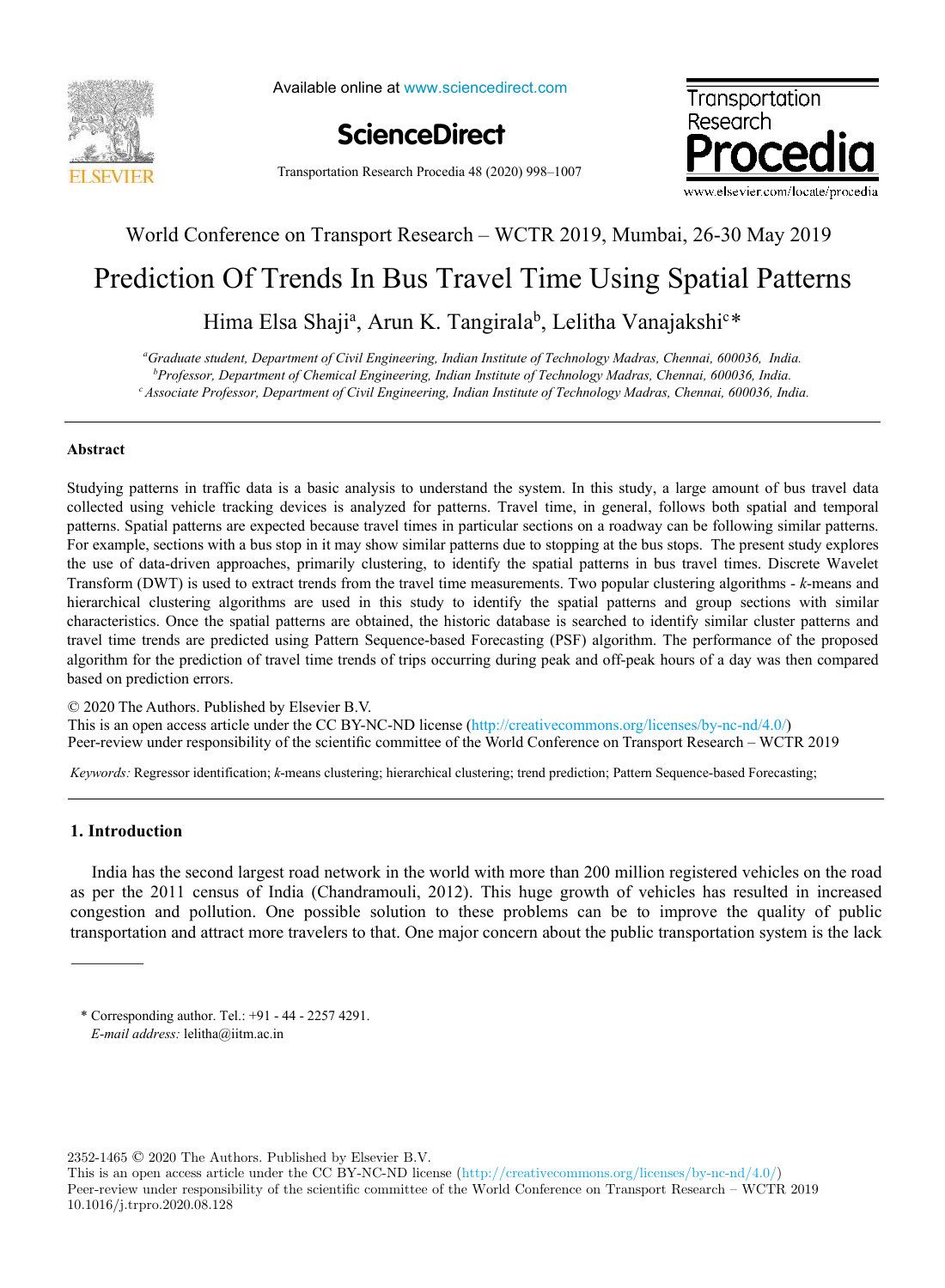World Conference on Transport Research – WCTR 2019, Mumbai, 26-30 May 2019

# Prediction Of Trends In Bus Travel Time Using Spatial Patterns

Hima Elsa Shaji[a], Arun K. Tangirala[b], Lelitha Vanajakshi[c]*

[a]*Graduate student, Department of Civil Engineering, Indian Institute of Technology Madras, Chennai, 600036, India.*
[b]*Professor, Department of Chemical Engineering, Indian Institute of Technology Madras, Chennai, 600036, India.*
[c]*Associate Professor, Department of Civil Engineering, Indian Institute of Technology Madras, Chennai, 600036, India.*

## Abstract

Studying patterns in traffic data is a basic analysis to understand the system. In this study, a large amount of bus travel data collected using vehicle tracking devices is analyzed for patterns. Travel time, in general, follows both spatial and temporal patterns. Spatial patterns are expected because travel times in particular sections on a roadway can be following similar patterns. For example, sections with a bus stop in it may show similar patterns due to stopping at the bus stops. The present study explores the use of data-driven approaches, primarily clustering, to identify the spatial patterns in bus travel times. Discrete Wavelet Transform (DWT) is used to extract trends from the travel time measurements. Two popular clustering algorithms - *k*-means and hierarchical clustering algorithms are used in this study to identify the spatial patterns and group sections with similar characteristics. Once the spatial patterns are obtained, the historic database is searched to identify similar cluster patterns and travel time trends are predicted using Pattern Sequence-based Forecasting (PSF) algorithm. The performance of the proposed algorithm for the prediction of travel time trends of trips occurring during peak and off-peak hours of a day was then compared based on prediction errors.

© 2020 The Authors. Published by Elsevier B.V.
This is an open access article under the CC BY-NC-ND license (http://creativecommons.org/licenses/by-nc-nd/4.0/)
Peer-review under responsibility of the scientific committee of the World Conference on Transport Research – WCTR 2019

*Keywords:* Regressor identification; *k*-means clustering; hierarchical clustering; trend prediction; Pattern Sequence-based Forecasting;

## 1. Introduction

India has the second largest road network in the world with more than 200 million registered vehicles on the road as per the 2011 census of India (Chandramouli, 2012). This huge growth of vehicles has resulted in increased congestion and pollution. One possible solution to these problems can be to improve the quality of public transportation and attract more travelers to that. One major concern about the public transportation system is the lack

\* Corresponding author. Tel.: +91 - 44 - 2257 4291.
*E-mail address:* lelitha@iitm.ac.in

2352-1465 © 2020 The Authors. Published by Elsevier B.V.
This is an open access article under the CC BY-NC-ND license (http://creativecommons.org/licenses/by-nc-nd/4.0/)
Peer-review under responsibility of the scientific committee of the World Conference on Transport Research – WCTR 2019
10.1016/j.trpro.2020.08.128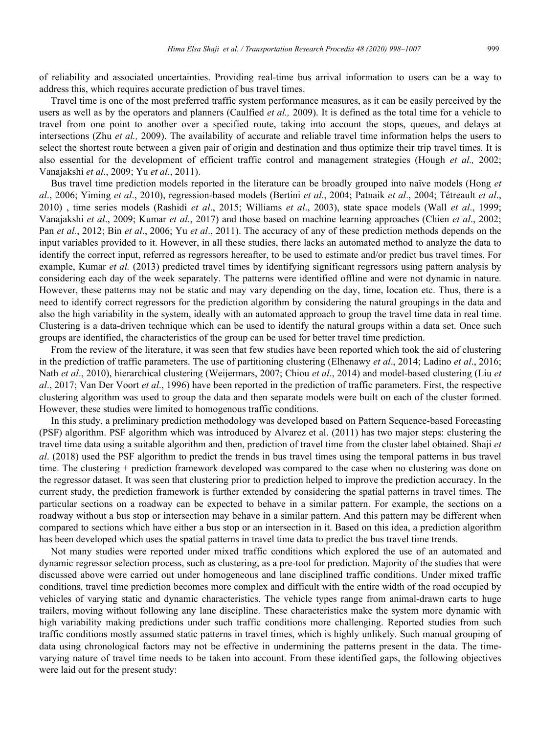of reliability and associated uncertainties. Providing real-time bus arrival information to users can be a way to address this, which requires accurate prediction of bus travel times.

Travel time is one of the most preferred traffic system performance measures, as it can be easily perceived by the users as well as by the operators and planners (Caulfied *et al.,* 2009). It is defined as the total time for a vehicle to travel from one point to another over a specified route, taking into account the stops, queues, and delays at intersections (Zhu *et al.,* 2009). The availability of accurate and reliable travel time information helps the users to select the shortest route between a given pair of origin and destination and thus optimize their trip travel times. It is also essential for the development of efficient traffic control and management strategies (Hough *et al.,* 2002; Vanajakshi *et al*., 2009; Yu *et al*., 2011).

Bus travel time prediction models reported in the literature can be broadly grouped into naïve models (Hong *et al*., 2006; Yiming *et al*., 2010), regression-based models (Bertini *et al*., 2004; Patnaik *et al*., 2004; Tétreault *et al*., 2010) , time series models (Rashidi *et al*., 2015; Williams *et al*., 2003), state space models (Wall *et al*., 1999; Vanajakshi *et al*., 2009; Kumar *et al*., 2017) and those based on machine learning approaches (Chien *et al*., 2002; Pan *et al.*, 2012; Bin *et al*., 2006; Yu *et al*., 2011). The accuracy of any of these prediction methods depends on the input variables provided to it. However, in all these studies, there lacks an automated method to analyze the data to identify the correct input, referred as regressors hereafter, to be used to estimate and/or predict bus travel times. For example, Kumar *et al.* (2013) predicted travel times by identifying significant regressors using pattern analysis by considering each day of the week separately. The patterns were identified offline and were not dynamic in nature. However, these patterns may not be static and may vary depending on the day, time, location etc. Thus, there is a need to identify correct regressors for the prediction algorithm by considering the natural groupings in the data and also the high variability in the system, ideally with an automated approach to group the travel time data in real time. Clustering is a data-driven technique which can be used to identify the natural groups within a data set. Once such groups are identified, the characteristics of the group can be used for better travel time prediction.

From the review of the literature, it was seen that few studies have been reported which took the aid of clustering in the prediction of traffic parameters. The use of partitioning clustering (Elhenawy *et al*., 2014; Ladino *et al*., 2016; Nath *et al*., 2010), hierarchical clustering (Weijermars, 2007; Chiou *et al*., 2014) and model-based clustering (Liu *et al*., 2017; Van Der Voort *et al*., 1996) have been reported in the prediction of traffic parameters. First, the respective clustering algorithm was used to group the data and then separate models were built on each of the cluster formed. However, these studies were limited to homogenous traffic conditions.

In this study, a preliminary prediction methodology was developed based on Pattern Sequence-based Forecasting (PSF) algorithm. PSF algorithm which was introduced by Alvarez et al. (2011) has two major steps: clustering the travel time data using a suitable algorithm and then, prediction of travel time from the cluster label obtained. Shaji *et al*. (2018) used the PSF algorithm to predict the trends in bus travel times using the temporal patterns in bus travel time. The clustering + prediction framework developed was compared to the case when no clustering was done on the regressor dataset. It was seen that clustering prior to prediction helped to improve the prediction accuracy. In the current study, the prediction framework is further extended by considering the spatial patterns in travel times. The particular sections on a roadway can be expected to behave in a similar pattern. For example, the sections on a roadway without a bus stop or intersection may behave in a similar pattern. And this pattern may be different when compared to sections which have either a bus stop or an intersection in it. Based on this idea, a prediction algorithm has been developed which uses the spatial patterns in travel time data to predict the bus travel time trends.

Not many studies were reported under mixed traffic conditions which explored the use of an automated and dynamic regressor selection process, such as clustering, as a pre-tool for prediction. Majority of the studies that were discussed above were carried out under homogeneous and lane disciplined traffic conditions. Under mixed traffic conditions, travel time prediction becomes more complex and difficult with the entire width of the road occupied by vehicles of varying static and dynamic characteristics. The vehicle types range from animal-drawn carts to huge trailers, moving without following any lane discipline. These characteristics make the system more dynamic with high variability making predictions under such traffic conditions more challenging. Reported studies from such traffic conditions mostly assumed static patterns in travel times, which is highly unlikely. Such manual grouping of data using chronological factors may not be effective in undermining the patterns present in the data. The time-varying nature of travel time needs to be taken into account. From these identified gaps, the following objectives were laid out for the present study: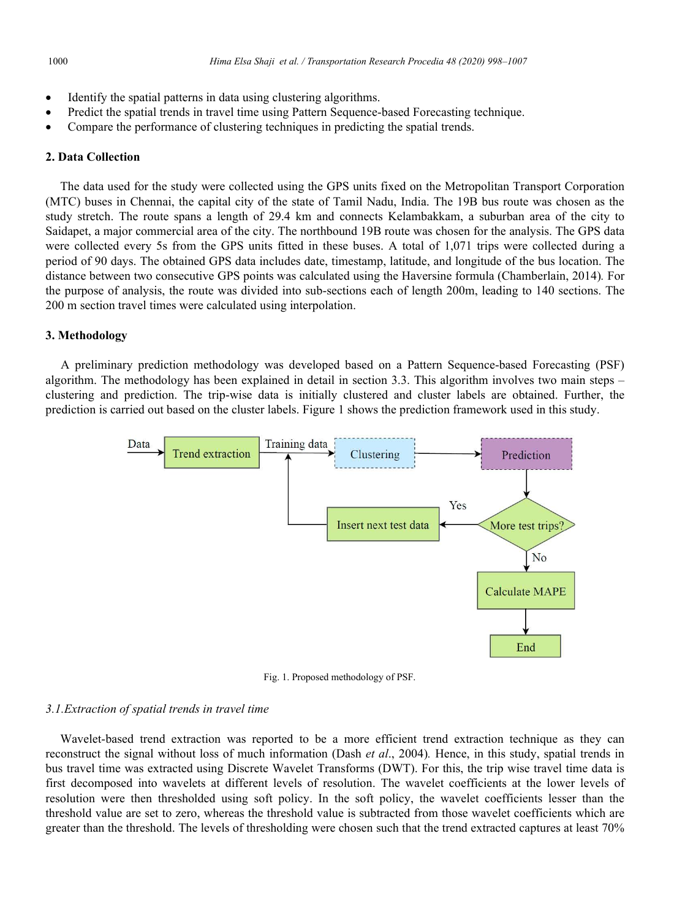- Identify the spatial patterns in data using clustering algorithms.
- Predict the spatial trends in travel time using Pattern Sequence-based Forecasting technique.
- Compare the performance of clustering techniques in predicting the spatial trends.

## 2. Data Collection

The data used for the study were collected using the GPS units fixed on the Metropolitan Transport Corporation (MTC) buses in Chennai, the capital city of the state of Tamil Nadu, India. The 19B bus route was chosen as the study stretch. The route spans a length of 29.4 km and connects Kelambakkam, a suburban area of the city to Saidapet, a major commercial area of the city. The northbound 19B route was chosen for the analysis. The GPS data were collected every 5s from the GPS units fitted in these buses. A total of 1,071 trips were collected during a period of 90 days. The obtained GPS data includes date, timestamp, latitude, and longitude of the bus location. The distance between two consecutive GPS points was calculated using the Haversine formula (Chamberlain, 2014). For the purpose of analysis, the route was divided into sub-sections each of length 200m, leading to 140 sections. The 200 m section travel times were calculated using interpolation.

## 3. Methodology

A preliminary prediction methodology was developed based on a Pattern Sequence-based Forecasting (PSF) algorithm. The methodology has been explained in detail in section 3.3. This algorithm involves two main steps – clustering and prediction. The trip-wise data is initially clustered and cluster labels are obtained. Further, the prediction is carried out based on the cluster labels. Figure 1 shows the prediction framework used in this study.

Data → Trend extraction → Training data → Clustering → Prediction → More test trips? (Yes → Insert next test data → Training data; No → Calculate MAPE → End)

Fig. 1. Proposed methodology of PSF.

### 3.1. Extraction of spatial trends in travel time

Wavelet-based trend extraction was reported to be a more efficient trend extraction technique as they can reconstruct the signal without loss of much information (Dash *et al*., 2004). Hence, in this study, spatial trends in bus travel time was extracted using Discrete Wavelet Transforms (DWT). For this, the trip wise travel time data is first decomposed into wavelets at different levels of resolution. The wavelet coefficients at the lower levels of resolution were then thresholded using soft policy. In the soft policy, the wavelet coefficients lesser than the threshold value are set to zero, whereas the threshold value is subtracted from those wavelet coefficients which are greater than the threshold. The levels of thresholding were chosen such that the trend extracted captures at least 70%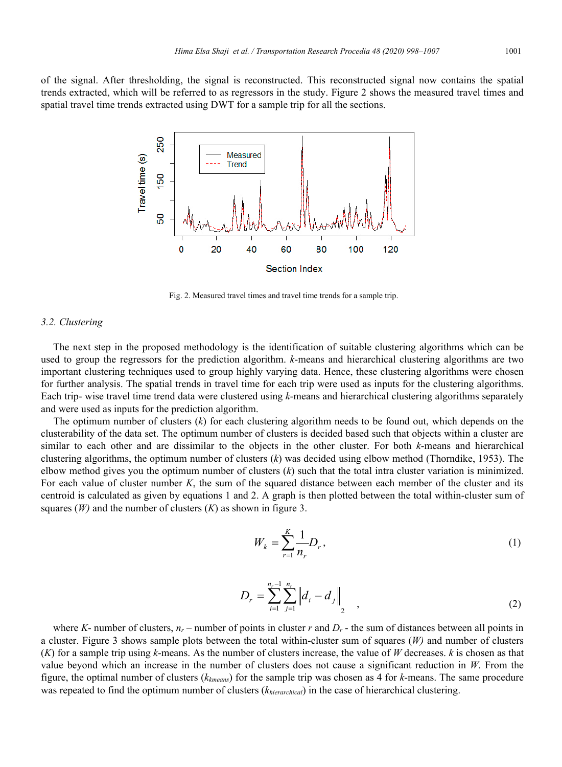of the signal. After thresholding, the signal is reconstructed. This reconstructed signal now contains the spatial trends extracted, which will be referred to as regressors in the study. Figure 2 shows the measured travel times and spatial travel time trends extracted using DWT for a sample trip for all the sections.

Fig. 2. Measured travel times and travel time trends for a sample trip.

### 3.2. Clustering

The next step in the proposed methodology is the identification of suitable clustering algorithms which can be used to group the regressors for the prediction algorithm. *k*-means and hierarchical clustering algorithms are two important clustering techniques used to group highly varying data. Hence, these clustering algorithms were chosen for further analysis. The spatial trends in travel time for each trip were used as inputs for the clustering algorithms. Each trip- wise travel time trend data were clustered using *k*-means and hierarchical clustering algorithms separately and were used as inputs for the prediction algorithm.

The optimum number of clusters ($k$) for each clustering algorithm needs to be found out, which depends on the clusterability of the data set. The optimum number of clusters is decided based such that objects within a cluster are similar to each other and are dissimilar to the objects in the other cluster. For both *k*-means and hierarchical clustering algorithms, the optimum number of clusters ($k$) was decided using elbow method (Thorndike, 1953). The elbow method gives you the optimum number of clusters ($k$) such that the total intra cluster variation is minimized. For each value of cluster number $K$, the sum of the squared distance between each member of the cluster and its centroid is calculated as given by equations 1 and 2. A graph is then plotted between the total within-cluster sum of squares ($W$) and the number of clusters ($K$) as shown in figure 3.

$$W_k = \sum_{r=1}^{K} \frac{1}{n_r} D_r , \tag{1}$$

$$D_r = \sum_{i=1}^{n_r - 1} \sum_{j=1}^{n_r} \left\| d_i - d_j \right\|_2 , \tag{2}$$

where $K$- number of clusters, $n_r$ – number of points in cluster $r$ and $D_r$ - the sum of distances between all points in a cluster. Figure 3 shows sample plots between the total within-cluster sum of squares ($W$) and number of clusters ($K$) for a sample trip using *k*-means. As the number of clusters increase, the value of $W$ decreases. $k$ is chosen as that value beyond which an increase in the number of clusters does not cause a significant reduction in $W$. From the figure, the optimal number of clusters ($k_{kmeans}$) for the sample trip was chosen as 4 for *k*-means. The same procedure was repeated to find the optimum number of clusters ($k_{hierarchical}$) in the case of hierarchical clustering.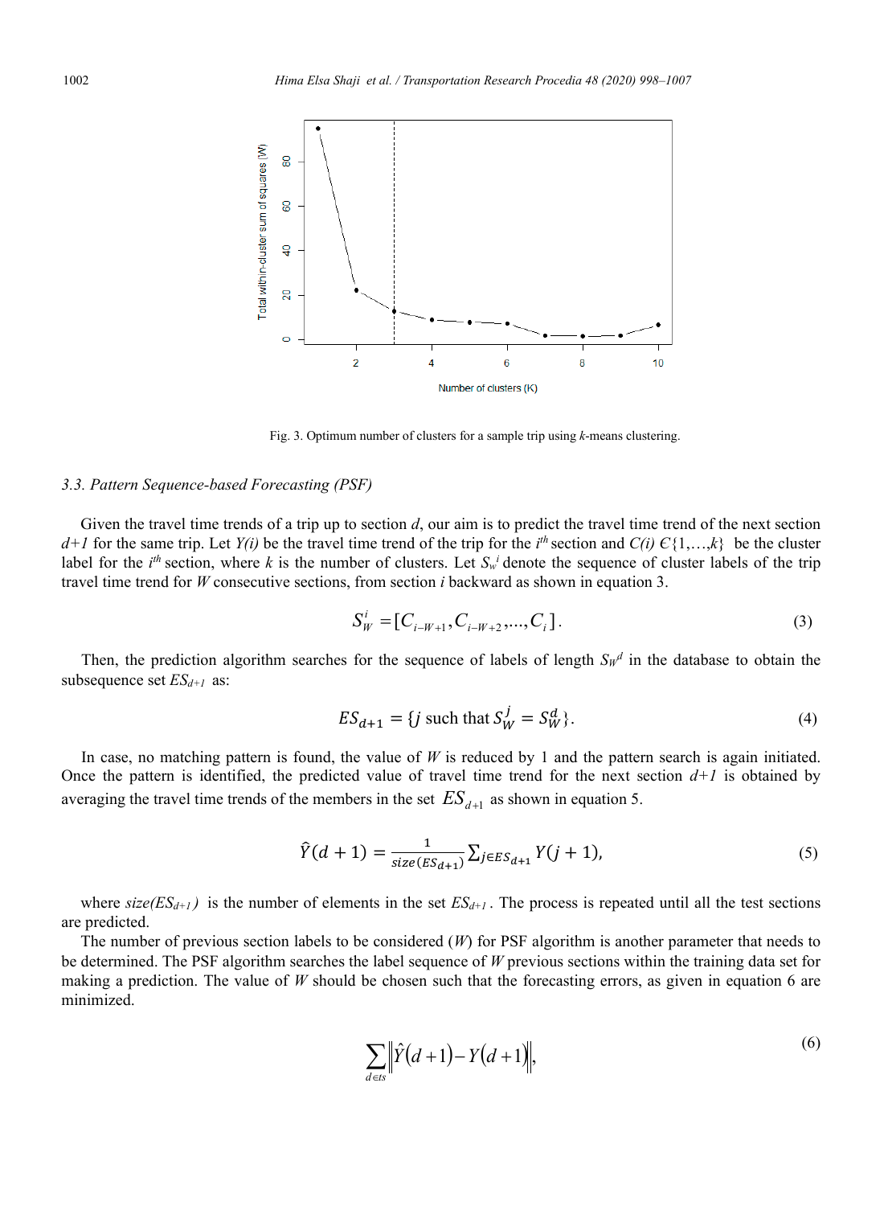Fig. 3. Optimum number of clusters for a sample trip using *k*-means clustering.

### 3.3. Pattern Sequence-based Forecasting (PSF)

Given the travel time trends of a trip up to section $d$, our aim is to predict the travel time trend of the next section $d+1$ for the same trip. Let $Y(i)$ be the travel time trend of the trip for the $i^{th}$ section and $C(i) \in \{1,\ldots,k\}$ be the cluster label for the $i^{th}$ section, where $k$ is the number of clusters. Let $S_W^i$ denote the sequence of cluster labels of the trip travel time trend for $W$ consecutive sections, from section $i$ backward as shown in equation 3.

$$S_W^i = [C_{i-W+1}, C_{i-W+2}, \ldots, C_i]. \tag{3}$$

Then, the prediction algorithm searches for the sequence of labels of length $S_W^d$ in the database to obtain the subsequence set $ES_{d+1}$ as:

$$ES_{d+1} = \{j \text{ such that } S_W^j = S_W^d\}. \tag{4}$$

In case, no matching pattern is found, the value of $W$ is reduced by 1 and the pattern search is again initiated. Once the pattern is identified, the predicted value of travel time trend for the next section $d+1$ is obtained by averaging the travel time trends of the members in the set $ES_{d+1}$ as shown in equation 5.

$$\hat{Y}(d+1) = \frac{1}{size(ES_{d+1})} \sum_{j \in ES_{d+1}} Y(j+1), \tag{5}$$

where $size(ES_{d+1})$ is the number of elements in the set $ES_{d+1}$. The process is repeated until all the test sections are predicted.

The number of previous section labels to be considered ($W$) for PSF algorithm is another parameter that needs to be determined. The PSF algorithm searches the label sequence of $W$ previous sections within the training data set for making a prediction. The value of $W$ should be chosen such that the forecasting errors, as given in equation 6 are minimized.

$$\sum_{d \in ts} \left\| \hat{Y}(d+1) - Y(d+1) \right\|, \tag{6}$$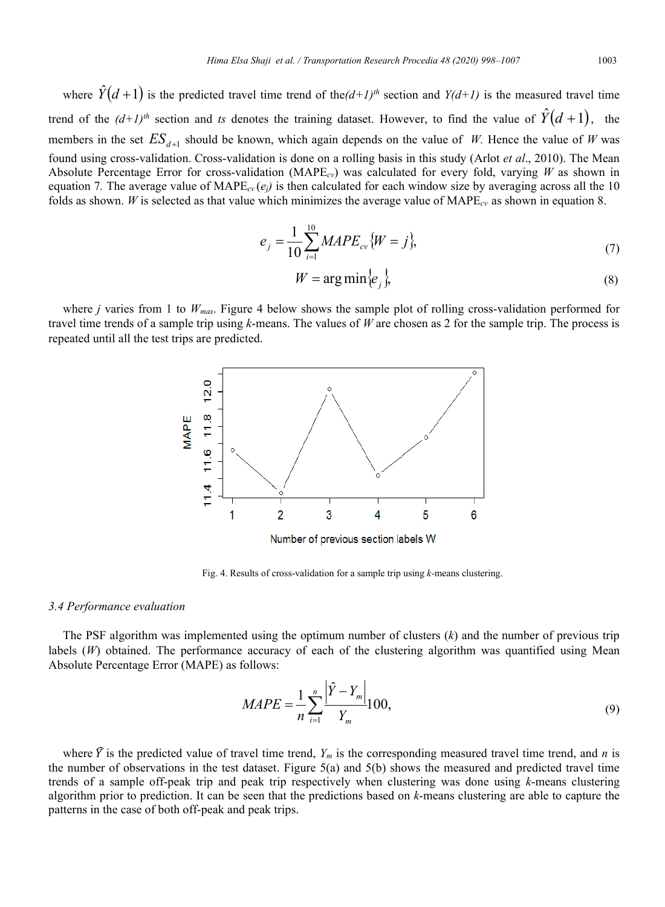where $\hat{Y}(d+1)$ is the predicted travel time trend of the $(d+1)^{th}$ section and $Y(d+1)$ is the measured travel time trend of the $(d+1)^{th}$ section and *ts* denotes the training dataset. However, to find the value of $\hat{Y}(d+1)$, the members in the set $ES_{d+1}$ should be known, which again depends on the value of *W*. Hence the value of *W* was found using cross-validation. Cross-validation is done on a rolling basis in this study (Arlot *et al*., 2010). The Mean Absolute Percentage Error for cross-validation ($\mathrm{MAPE}_{cv}$) was calculated for every fold, varying *W* as shown in equation 7. The average value of $\mathrm{MAPE}_{cv}$ $(e_j)$ is then calculated for each window size by averaging across all the 10 folds as shown. *W* is selected as that value which minimizes the average value of $\mathrm{MAPE}_{cv}$ as shown in equation 8.

$$e_j = \frac{1}{10}\sum_{i=1}^{10} MAPE_{cv}\{W = j\}, \tag{7}$$

$$W = \arg\min\{e_j\}, \tag{8}$$

where $j$ varies from 1 to $W_{max}$. Figure 4 below shows the sample plot of rolling cross-validation performed for travel time trends of a sample trip using *k*-means. The values of *W* are chosen as 2 for the sample trip. The process is repeated until all the test trips are predicted.

Fig. 4. Results of cross-validation for a sample trip using *k*-means clustering.

### 3.4 Performance evaluation

The PSF algorithm was implemented using the optimum number of clusters ($k$) and the number of previous trip labels ($W$) obtained. The performance accuracy of each of the clustering algorithm was quantified using Mean Absolute Percentage Error (MAPE) as follows:

$$MAPE = \frac{1}{n}\sum_{i=1}^{n}\frac{\left|\hat{Y} - Y_m\right|}{Y_m}100, \tag{9}$$

where $\hat{Y}$ is the predicted value of travel time trend, $Y_m$ is the corresponding measured travel time trend, and $n$ is the number of observations in the test dataset. Figure 5(a) and 5(b) shows the measured and predicted travel time trends of a sample off-peak trip and peak trip respectively when clustering was done using *k*-means clustering algorithm prior to prediction. It can be seen that the predictions based on *k*-means clustering are able to capture the patterns in the case of both off-peak and peak trips.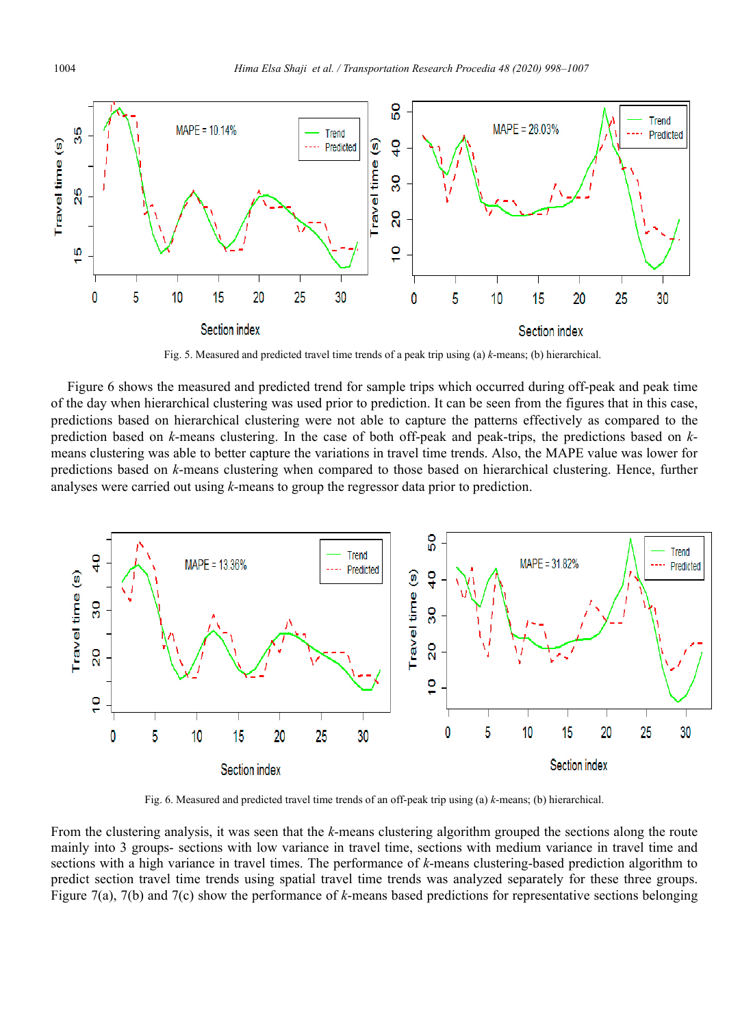Fig. 5. Measured and predicted travel time trends of a peak trip using (a) *k*-means; (b) hierarchical.

Figure 6 shows the measured and predicted trend for sample trips which occurred during off-peak and peak time of the day when hierarchical clustering was used prior to prediction. It can be seen from the figures that in this case, predictions based on hierarchical clustering were not able to capture the patterns effectively as compared to the prediction based on *k*-means clustering. In the case of both off-peak and peak-trips, the predictions based on *k*-means clustering was able to better capture the variations in travel time trends. Also, the MAPE value was lower for predictions based on *k*-means clustering when compared to those based on hierarchical clustering. Hence, further analyses were carried out using *k*-means to group the regressor data prior to prediction.

Fig. 6. Measured and predicted travel time trends of an off-peak trip using (a) *k*-means; (b) hierarchical.

From the clustering analysis, it was seen that the *k*-means clustering algorithm grouped the sections along the route mainly into 3 groups- sections with low variance in travel time, sections with medium variance in travel time and sections with a high variance in travel times. The performance of *k*-means clustering-based prediction algorithm to predict section travel time trends using spatial travel time trends was analyzed separately for these three groups. Figure 7(a), 7(b) and 7(c) show the performance of *k*-means based predictions for representative sections belonging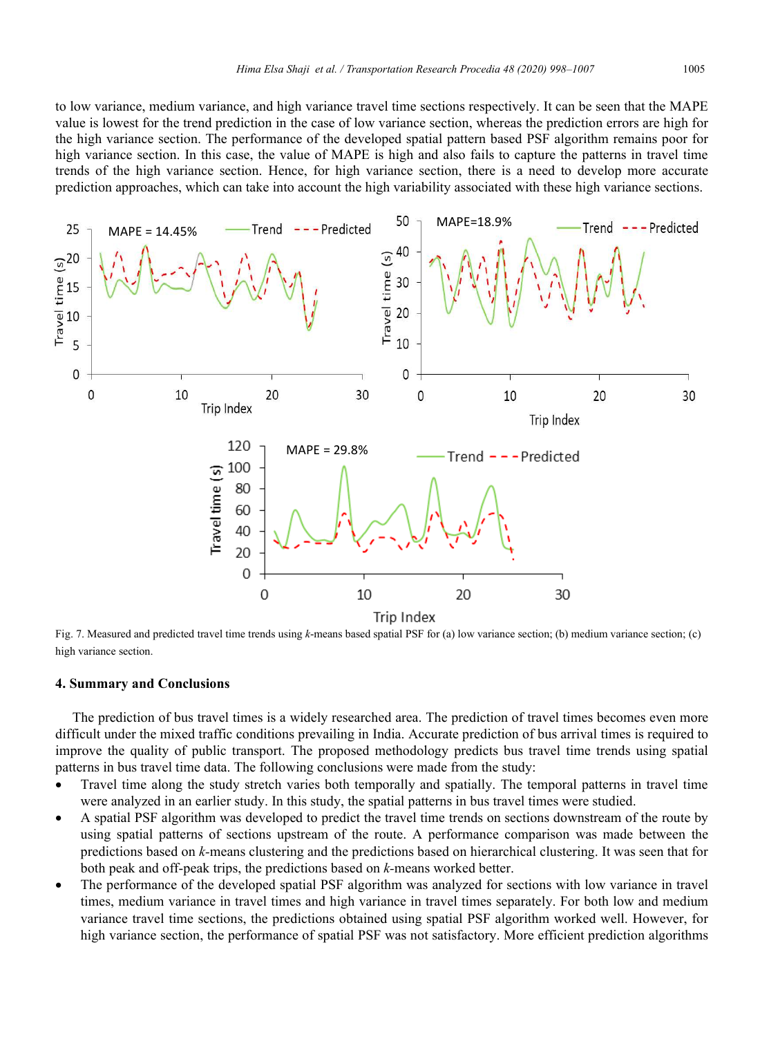to low variance, medium variance, and high variance travel time sections respectively. It can be seen that the MAPE value is lowest for the trend prediction in the case of low variance section, whereas the prediction errors are high for the high variance section. The performance of the developed spatial pattern based PSF algorithm remains poor for high variance section. In this case, the value of MAPE is high and also fails to capture the patterns in travel time trends of the high variance section. Hence, for high variance section, there is a need to develop more accurate prediction approaches, which can take into account the high variability associated with these high variance sections.

Fig. 7. Measured and predicted travel time trends using *k*-means based spatial PSF for (a) low variance section; (b) medium variance section; (c) high variance section.

## 4. Summary and Conclusions

The prediction of bus travel times is a widely researched area. The prediction of travel times becomes even more difficult under the mixed traffic conditions prevailing in India. Accurate prediction of bus arrival times is required to improve the quality of public transport. The proposed methodology predicts bus travel time trends using spatial patterns in bus travel time data. The following conclusions were made from the study:

- Travel time along the study stretch varies both temporally and spatially. The temporal patterns in travel time were analyzed in an earlier study. In this study, the spatial patterns in bus travel times were studied.
- A spatial PSF algorithm was developed to predict the travel time trends on sections downstream of the route by using spatial patterns of sections upstream of the route. A performance comparison was made between the predictions based on *k*-means clustering and the predictions based on hierarchical clustering. It was seen that for both peak and off-peak trips, the predictions based on *k*-means worked better.
- The performance of the developed spatial PSF algorithm was analyzed for sections with low variance in travel times, medium variance in travel times and high variance in travel times separately. For both low and medium variance travel time sections, the predictions obtained using spatial PSF algorithm worked well. However, for high variance section, the performance of spatial PSF was not satisfactory. More efficient prediction algorithms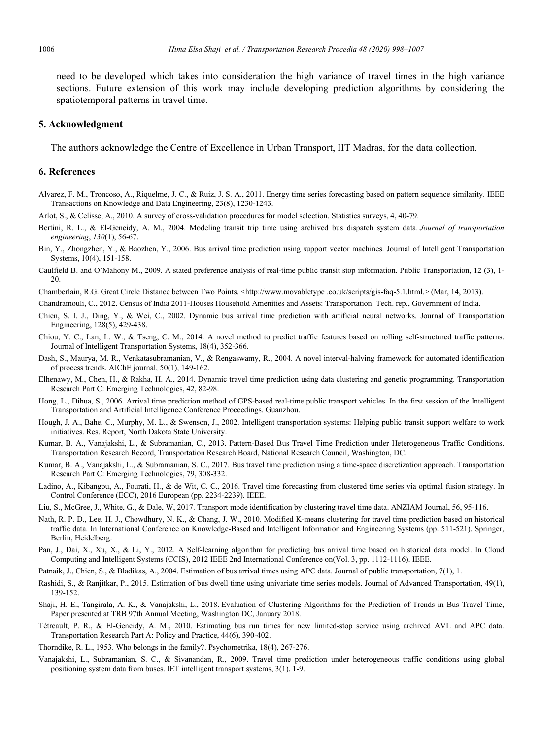need to be developed which takes into consideration the high variance of travel times in the high variance sections. Future extension of this work may include developing prediction algorithms by considering the spatiotemporal patterns in travel time.

## 5. Acknowledgment

The authors acknowledge the Centre of Excellence in Urban Transport, IIT Madras, for the data collection.

## 6. References

Alvarez, F. M., Troncoso, A., Riquelme, J. C., & Ruiz, J. S. A., 2011. Energy time series forecasting based on pattern sequence similarity. IEEE Transactions on Knowledge and Data Engineering, 23(8), 1230-1243.

Arlot, S., & Celisse, A., 2010. A survey of cross-validation procedures for model selection. Statistics surveys, 4, 40-79.

Bertini, R. L., & El-Geneidy, A. M., 2004. Modeling transit trip time using archived bus dispatch system data. *Journal of transportation engineering*, *130*(1), 56-67.

Bin, Y., Zhongzhen, Y., & Baozhen, Y., 2006. Bus arrival time prediction using support vector machines. Journal of Intelligent Transportation Systems, 10(4), 151-158.

Caulfield B. and O'Mahony M., 2009. A stated preference analysis of real-time public transit stop information. Public Transportation, 12 (3), 1-20.

Chamberlain, R.G. Great Circle Distance between Two Points. <http://www.movabletype .co.uk/scripts/gis-faq-5.1.html.> (Mar, 14, 2013).

Chandramouli, C., 2012. Census of India 2011-Houses Household Amenities and Assets: Transportation. Tech. rep., Government of India.

Chien, S. I. J., Ding, Y., & Wei, C., 2002. Dynamic bus arrival time prediction with artificial neural networks. Journal of Transportation Engineering, 128(5), 429-438.

Chiou, Y. C., Lan, L. W., & Tseng, C. M., 2014. A novel method to predict traffic features based on rolling self-structured traffic patterns. Journal of Intelligent Transportation Systems, 18(4), 352-366.

Dash, S., Maurya, M. R., Venkatasubramanian, V., & Rengaswamy, R., 2004. A novel interval-halving framework for automated identification of process trends. AIChE journal, 50(1), 149-162.

Elhenawy, M., Chen, H., & Rakha, H. A., 2014. Dynamic travel time prediction using data clustering and genetic programming. Transportation Research Part C: Emerging Technologies, 42, 82-98.

Hong, L., Dihua, S., 2006. Arrival time prediction method of GPS-based real-time public transport vehicles. In the first session of the Intelligent Transportation and Artificial Intelligence Conference Proceedings. Guanzhou.

Hough, J. A., Bahe, C., Murphy, M. L., & Swenson, J., 2002. Intelligent transportation systems: Helping public transit support welfare to work initiatives. Res. Report, North Dakota State University.

Kumar, B. A., Vanajakshi, L., & Subramanian, C., 2013. Pattern-Based Bus Travel Time Prediction under Heterogeneous Traffic Conditions. Transportation Research Record, Transportation Research Board, National Research Council, Washington, DC.

Kumar, B. A., Vanajakshi, L., & Subramanian, S. C., 2017. Bus travel time prediction using a time-space discretization approach. Transportation Research Part C: Emerging Technologies, 79, 308-332.

Ladino, A., Kibangou, A., Fourati, H., & de Wit, C. C., 2016. Travel time forecasting from clustered time series via optimal fusion strategy. In Control Conference (ECC), 2016 European (pp. 2234-2239). IEEE.

Liu, S., McGree, J., White, G., & Dale, W, 2017. Transport mode identification by clustering travel time data. ANZIAM Journal, 56, 95-116.

Nath, R. P. D., Lee, H. J., Chowdhury, N. K., & Chang, J. W., 2010. Modified K-means clustering for travel time prediction based on historical traffic data. In International Conference on Knowledge-Based and Intelligent Information and Engineering Systems (pp. 511-521). Springer, Berlin, Heidelberg.

Pan, J., Dai, X., Xu, X., & Li, Y., 2012. A Self-learning algorithm for predicting bus arrival time based on historical data model. In Cloud Computing and Intelligent Systems (CCIS), 2012 IEEE 2nd International Conference on(Vol. 3, pp. 1112-1116). IEEE.

Patnaik, J., Chien, S., & Bladikas, A., 2004. Estimation of bus arrival times using APC data. Journal of public transportation, 7(1), 1.

Rashidi, S., & Ranjitkar, P., 2015. Estimation of bus dwell time using univariate time series models. Journal of Advanced Transportation, 49(1), 139-152.

Shaji, H. E., Tangirala, A. K., & Vanajakshi, L., 2018. Evaluation of Clustering Algorithms for the Prediction of Trends in Bus Travel Time, Paper presented at TRB 97th Annual Meeting, Washington DC, January 2018.

Tétreault, P. R., & El-Geneidy, A. M., 2010. Estimating bus run times for new limited-stop service using archived AVL and APC data. Transportation Research Part A: Policy and Practice, 44(6), 390-402.

Thorndike, R. L., 1953. Who belongs in the family?. Psychometrika, 18(4), 267-276.

Vanajakshi, L., Subramanian, S. C., & Sivanandan, R., 2009. Travel time prediction under heterogeneous traffic conditions using global positioning system data from buses. IET intelligent transport systems, 3(1), 1-9.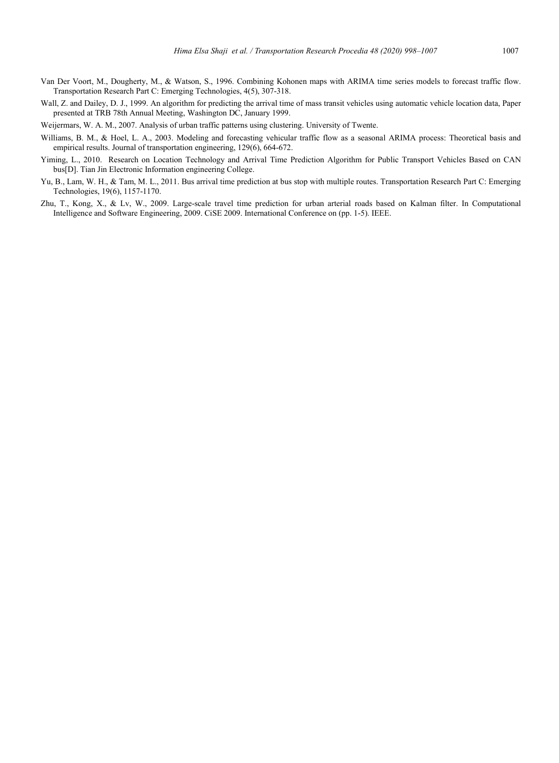Van Der Voort, M., Dougherty, M., & Watson, S., 1996. Combining Kohonen maps with ARIMA time series models to forecast traffic flow. Transportation Research Part C: Emerging Technologies, 4(5), 307-318.

Wall, Z. and Dailey, D. J., 1999. An algorithm for predicting the arrival time of mass transit vehicles using automatic vehicle location data, Paper presented at TRB 78th Annual Meeting, Washington DC, January 1999.

Weijermars, W. A. M., 2007. Analysis of urban traffic patterns using clustering. University of Twente.

Williams, B. M., & Hoel, L. A., 2003. Modeling and forecasting vehicular traffic flow as a seasonal ARIMA process: Theoretical basis and empirical results. Journal of transportation engineering, 129(6), 664-672.

Yiming, L., 2010. Research on Location Technology and Arrival Time Prediction Algorithm for Public Transport Vehicles Based on CAN bus[D]. Tian Jin Electronic Information engineering College.

Yu, B., Lam, W. H., & Tam, M. L., 2011. Bus arrival time prediction at bus stop with multiple routes. Transportation Research Part C: Emerging Technologies, 19(6), 1157-1170.

Zhu, T., Kong, X., & Lv, W., 2009. Large-scale travel time prediction for urban arterial roads based on Kalman filter. In Computational Intelligence and Software Engineering, 2009. CiSE 2009. International Conference on (pp. 1-5). IEEE.